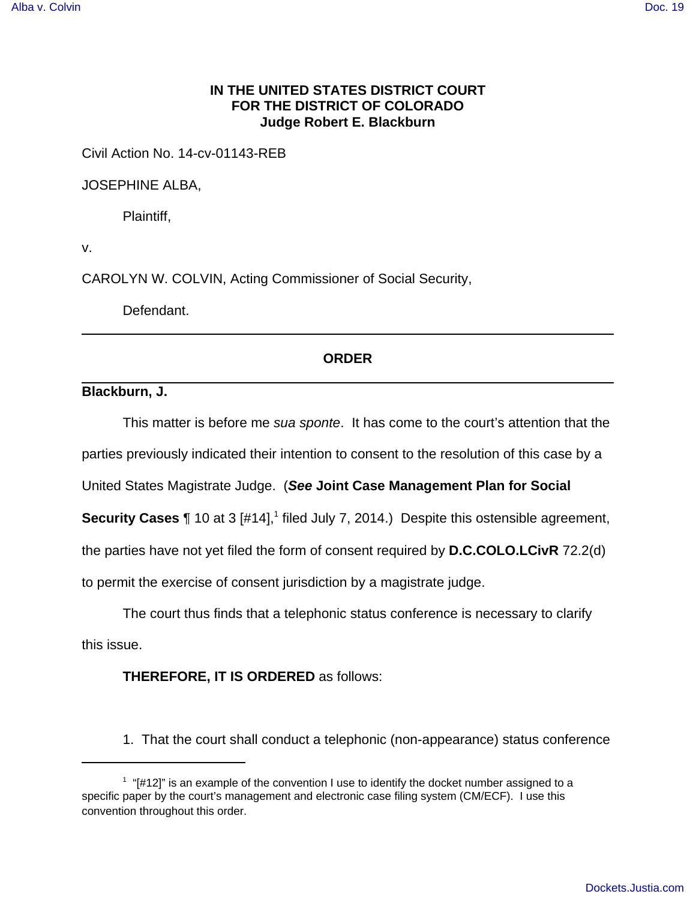**IN THE UNITED STATES DISTRICT COURT**
**FOR THE DISTRICT OF COLORADO**
**Judge Robert E. Blackburn**

Civil Action No. 14-cv-01143-REB

JOSEPHINE ALBA,

Plaintiff,

v.

CAROLYN W. COLVIN, Acting Commissioner of Social Security,

Defendant.

---

## ORDER

---

**Blackburn, J.**

This matter is before me *sua sponte*. It has come to the court's attention that the parties previously indicated their intention to consent to the resolution of this case by a United States Magistrate Judge. (***See*** **Joint Case Management Plan for Social Security Cases** ¶ 10 at 3 [#14],[1] filed July 7, 2014.) Despite this ostensible agreement, the parties have not yet filed the form of consent required by **D.C.COLO.LCivR** 72.2(d) to permit the exercise of consent jurisdiction by a magistrate judge.

The court thus finds that a telephonic status conference is necessary to clarify this issue.

**THEREFORE, IT IS ORDERED** as follows:

1. That the court shall conduct a telephonic (non-appearance) status conference

---

[1] "[#12]" is an example of the convention I use to identify the docket number assigned to a specific paper by the court's management and electronic case filing system (CM/ECF). I use this convention throughout this order.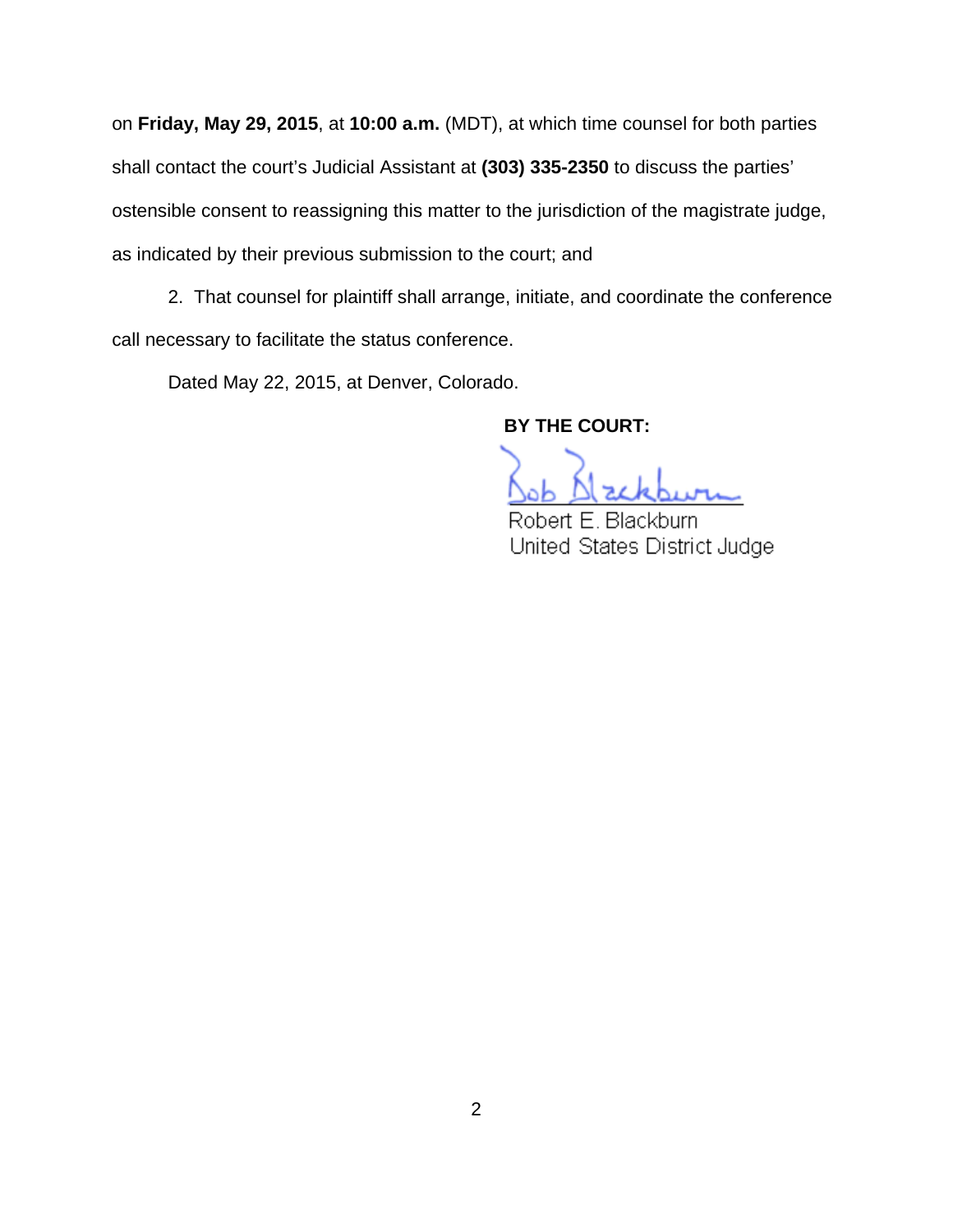on **Friday, May 29, 2015**, at **10:00 a.m.** (MDT), at which time counsel for both parties shall contact the court's Judicial Assistant at **(303) 335-2350** to discuss the parties' ostensible consent to reassigning this matter to the jurisdiction of the magistrate judge, as indicated by their previous submission to the court; and

2. That counsel for plaintiff shall arrange, initiate, and coordinate the conference call necessary to facilitate the status conference.

Dated May 22, 2015, at Denver, Colorado.

**BY THE COURT:**

Robert E. Blackburn
United States District Judge